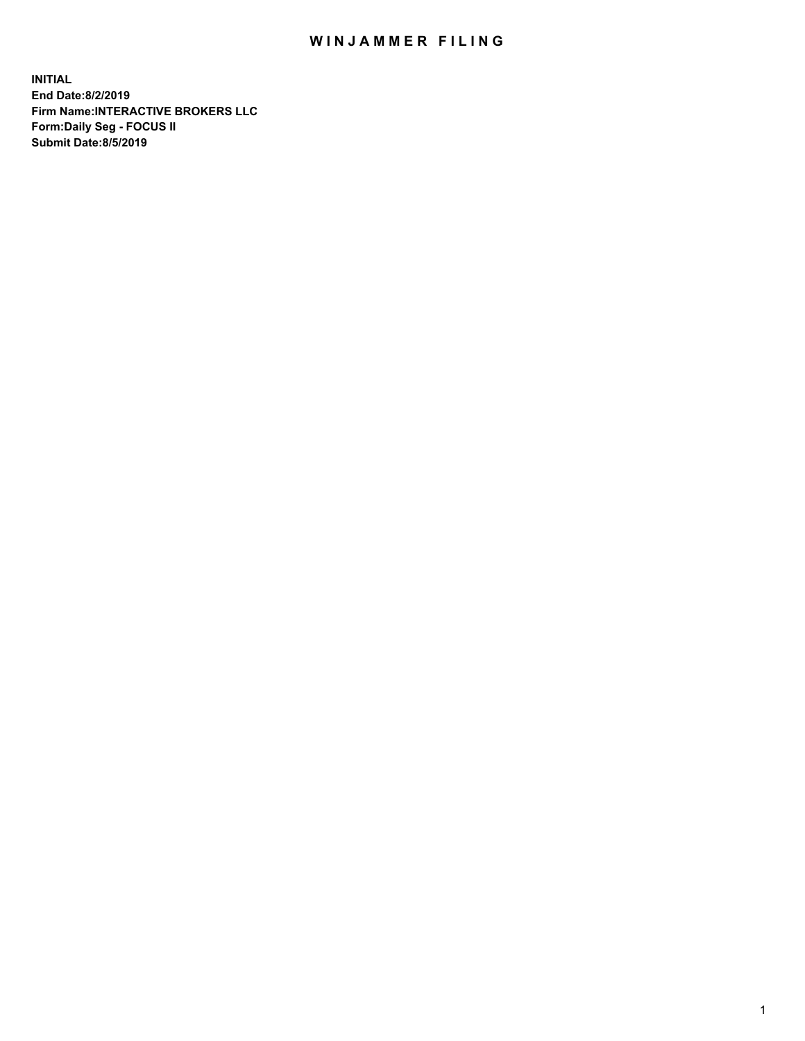# WINJAMMER FILING

**INITIAL**
**End Date:8/2/2019**
**Firm Name:INTERACTIVE BROKERS LLC**
**Form:Daily Seg - FOCUS II**
**Submit Date:8/5/2019**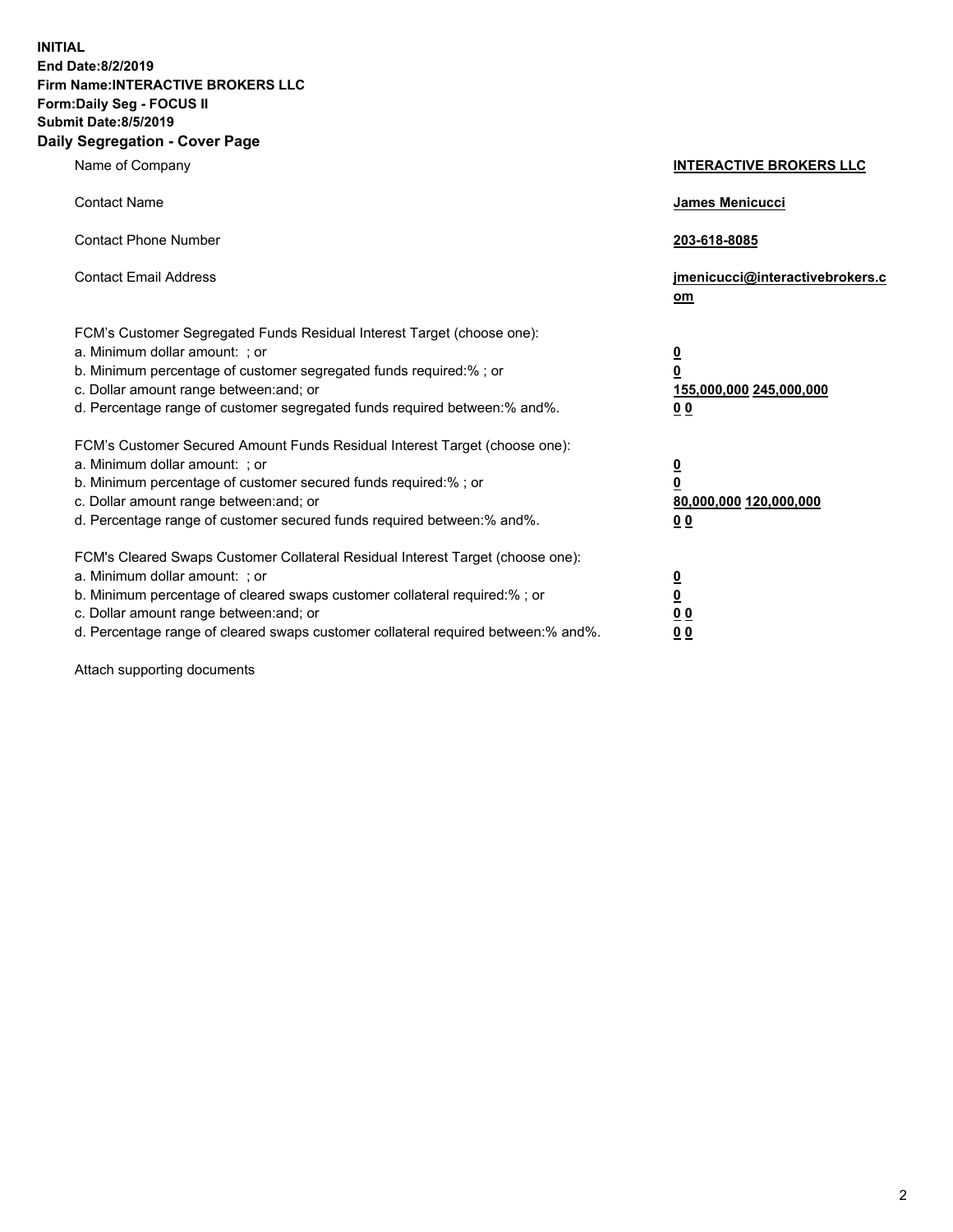**INITIAL**
**End Date:8/2/2019**
**Firm Name:INTERACTIVE BROKERS LLC**
**Form:Daily Seg - FOCUS II**
**Submit Date:8/5/2019**
**Daily Segregation - Cover Page**

| | |
|---|---|
| Name of Company | **INTERACTIVE BROKERS LLC** |
| Contact Name | **James Menicucci** |
| Contact Phone Number | **203-618-8085** |
| Contact Email Address | **jmenicucci@interactivebrokers.com** |
| FCM's Customer Segregated Funds Residual Interest Target (choose one): | |
| a. Minimum dollar amount: ; or | **0** |
| b. Minimum percentage of customer segregated funds required:% ; or | **0** |
| c. Dollar amount range between:and; or | **155,000,000 245,000,000** |
| d. Percentage range of customer segregated funds required between:% and%. | **0 0** |
| FCM's Customer Secured Amount Funds Residual Interest Target (choose one): | |
| a. Minimum dollar amount: ; or | **0** |
| b. Minimum percentage of customer secured funds required:% ; or | **0** |
| c. Dollar amount range between:and; or | **80,000,000 120,000,000** |
| d. Percentage range of customer secured funds required between:% and%. | **0 0** |
| FCM's Cleared Swaps Customer Collateral Residual Interest Target (choose one): | |
| a. Minimum dollar amount: ; or | **0** |
| b. Minimum percentage of cleared swaps customer collateral required:% ; or | **0** |
| c. Dollar amount range between:and; or | **0 0** |
| d. Percentage range of cleared swaps customer collateral required between:% and%. | **0 0** |

Attach supporting documents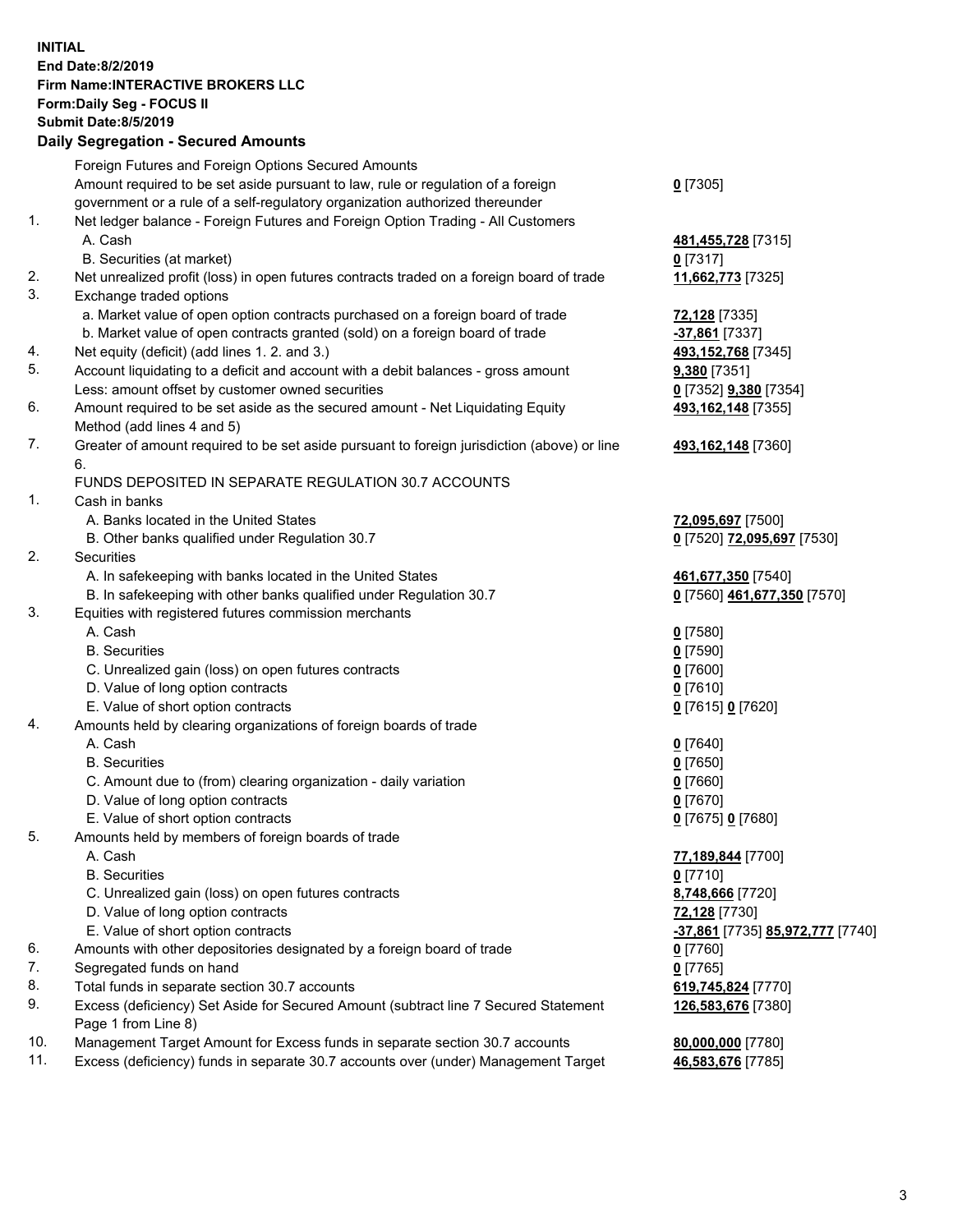**INITIAL**
**End Date:8/2/2019**
**Firm Name:INTERACTIVE BROKERS LLC**
**Form:Daily Seg - FOCUS II**
**Submit Date:8/5/2019**

## Daily Segregation - Secured Amounts

| | | |
|---|---|---|
| | Foreign Futures and Foreign Options Secured Amounts | |
| | Amount required to be set aside pursuant to law, rule or regulation of a foreign government or a rule of a self-regulatory organization authorized thereunder | **0** [7305] |
| 1. | Net ledger balance - Foreign Futures and Foreign Option Trading - All Customers | |
| | A. Cash | **481,455,728** [7315] |
| | B. Securities (at market) | **0** [7317] |
| 2. | Net unrealized profit (loss) in open futures contracts traded on a foreign board of trade | **11,662,773** [7325] |
| 3. | Exchange traded options | |
| | a. Market value of open option contracts purchased on a foreign board of trade | **72,128** [7335] |
| | b. Market value of open contracts granted (sold) on a foreign board of trade | **-37,861** [7337] |
| 4. | Net equity (deficit) (add lines 1. 2. and 3.) | **493,152,768** [7345] |
| 5. | Account liquidating to a deficit and account with a debit balances - gross amount | **9,380** [7351] |
| | Less: amount offset by customer owned securities | **0** [7352] **9,380** [7354] |
| 6. | Amount required to be set aside as the secured amount - Net Liquidating Equity Method (add lines 4 and 5) | **493,162,148** [7355] |
| 7. | Greater of amount required to be set aside pursuant to foreign jurisdiction (above) or line 6. | **493,162,148** [7360] |
| | FUNDS DEPOSITED IN SEPARATE REGULATION 30.7 ACCOUNTS | |
| 1. | Cash in banks | |
| | A. Banks located in the United States | **72,095,697** [7500] |
| | B. Other banks qualified under Regulation 30.7 | **0** [7520] **72,095,697** [7530] |
| 2. | Securities | |
| | A. In safekeeping with banks located in the United States | **461,677,350** [7540] |
| | B. In safekeeping with other banks qualified under Regulation 30.7 | **0** [7560] **461,677,350** [7570] |
| 3. | Equities with registered futures commission merchants | |
| | A. Cash | **0** [7580] |
| | B. Securities | **0** [7590] |
| | C. Unrealized gain (loss) on open futures contracts | **0** [7600] |
| | D. Value of long option contracts | **0** [7610] |
| | E. Value of short option contracts | **0** [7615] **0** [7620] |
| 4. | Amounts held by clearing organizations of foreign boards of trade | |
| | A. Cash | **0** [7640] |
| | B. Securities | **0** [7650] |
| | C. Amount due to (from) clearing organization - daily variation | **0** [7660] |
| | D. Value of long option contracts | **0** [7670] |
| | E. Value of short option contracts | **0** [7675] **0** [7680] |
| 5. | Amounts held by members of foreign boards of trade | |
| | A. Cash | **77,189,844** [7700] |
| | B. Securities | **0** [7710] |
| | C. Unrealized gain (loss) on open futures contracts | **8,748,666** [7720] |
| | D. Value of long option contracts | **72,128** [7730] |
| | E. Value of short option contracts | **-37,861** [7735] **85,972,777** [7740] |
| 6. | Amounts with other depositories designated by a foreign board of trade | **0** [7760] |
| 7. | Segregated funds on hand | **0** [7765] |
| 8. | Total funds in separate section 30.7 accounts | **619,745,824** [7770] |
| 9. | Excess (deficiency) Set Aside for Secured Amount (subtract line 7 Secured Statement Page 1 from Line 8) | **126,583,676** [7380] |
| 10. | Management Target Amount for Excess funds in separate section 30.7 accounts | **80,000,000** [7780] |
| 11. | Excess (deficiency) funds in separate 30.7 accounts over (under) Management Target | **46,583,676** [7785] |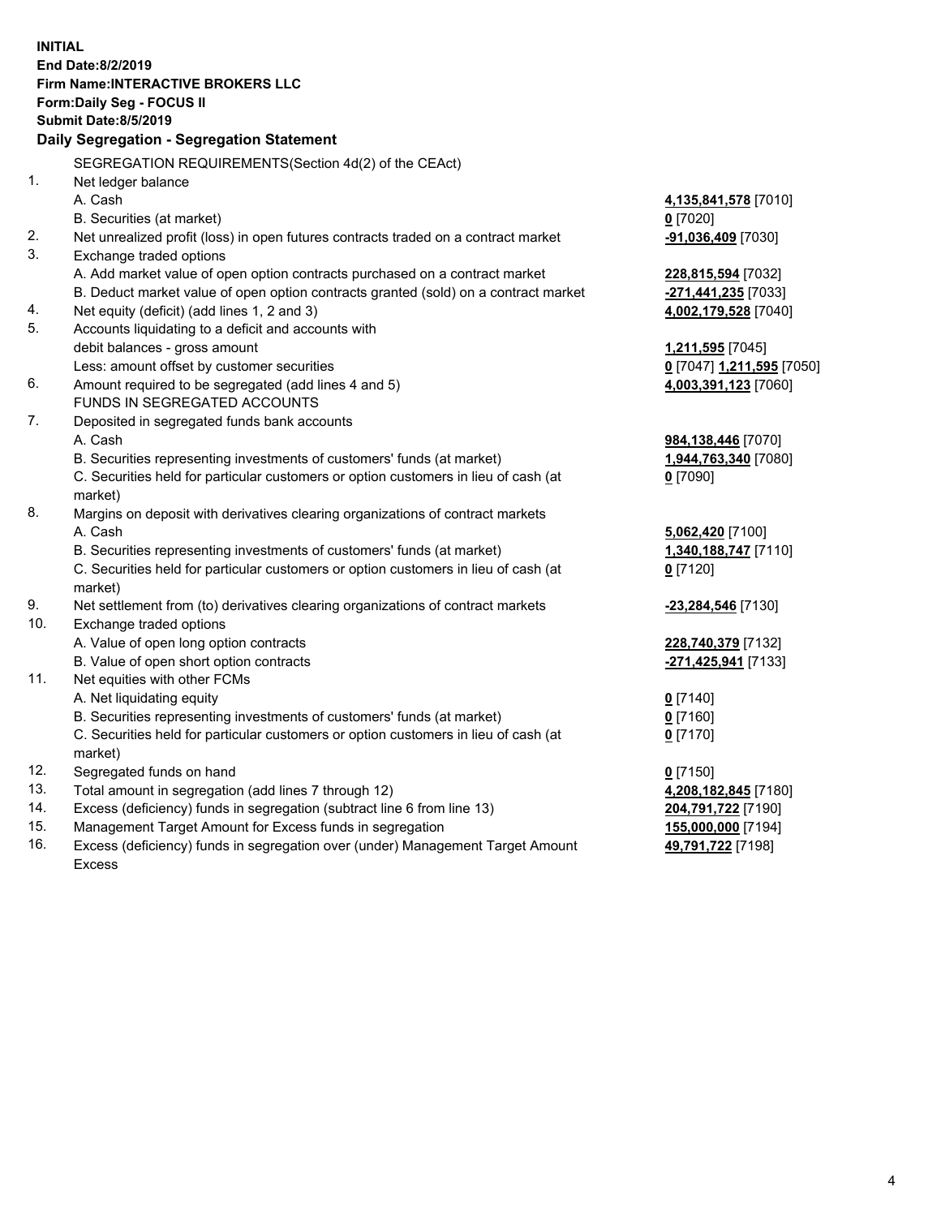**INITIAL**
**End Date:8/2/2019**
**Firm Name:INTERACTIVE BROKERS LLC**
**Form:Daily Seg - FOCUS II**
**Submit Date:8/5/2019**
**Daily Segregation - Segregation Statement**

| | | |
|---|---|---|
| | SEGREGATION REQUIREMENTS(Section 4d(2) of the CEAct) | |
| 1. | Net ledger balance | |
| | A. Cash | **4,135,841,578** [7010] |
| | B. Securities (at market) | **0** [7020] |
| 2. | Net unrealized profit (loss) in open futures contracts traded on a contract market | **-91,036,409** [7030] |
| 3. | Exchange traded options | |
| | A. Add market value of open option contracts purchased on a contract market | **228,815,594** [7032] |
| | B. Deduct market value of open option contracts granted (sold) on a contract market | **-271,441,235** [7033] |
| 4. | Net equity (deficit) (add lines 1, 2 and 3) | **4,002,179,528** [7040] |
| 5. | Accounts liquidating to a deficit and accounts with debit balances - gross amount | **1,211,595** [7045] |
| | Less: amount offset by customer securities | **0** [7047] **1,211,595** [7050] |
| 6. | Amount required to be segregated (add lines 4 and 5) | **4,003,391,123** [7060] |
| | FUNDS IN SEGREGATED ACCOUNTS | |
| 7. | Deposited in segregated funds bank accounts | |
| | A. Cash | **984,138,446** [7070] |
| | B. Securities representing investments of customers' funds (at market) | **1,944,763,340** [7080] |
| | C. Securities held for particular customers or option customers in lieu of cash (at market) | **0** [7090] |
| 8. | Margins on deposit with derivatives clearing organizations of contract markets | |
| | A. Cash | **5,062,420** [7100] |
| | B. Securities representing investments of customers' funds (at market) | **1,340,188,747** [7110] |
| | C. Securities held for particular customers or option customers in lieu of cash (at market) | **0** [7120] |
| 9. | Net settlement from (to) derivatives clearing organizations of contract markets | **-23,284,546** [7130] |
| 10. | Exchange traded options | |
| | A. Value of open long option contracts | **228,740,379** [7132] |
| | B. Value of open short option contracts | **-271,425,941** [7133] |
| 11. | Net equities with other FCMs | |
| | A. Net liquidating equity | **0** [7140] |
| | B. Securities representing investments of customers' funds (at market) | **0** [7160] |
| | C. Securities held for particular customers or option customers in lieu of cash (at market) | **0** [7170] |
| 12. | Segregated funds on hand | **0** [7150] |
| 13. | Total amount in segregation (add lines 7 through 12) | **4,208,182,845** [7180] |
| 14. | Excess (deficiency) funds in segregation (subtract line 6 from line 13) | **204,791,722** [7190] |
| 15. | Management Target Amount for Excess funds in segregation | **155,000,000** [7194] |
| 16. | Excess (deficiency) funds in segregation over (under) Management Target Amount Excess | **49,791,722** [7198] |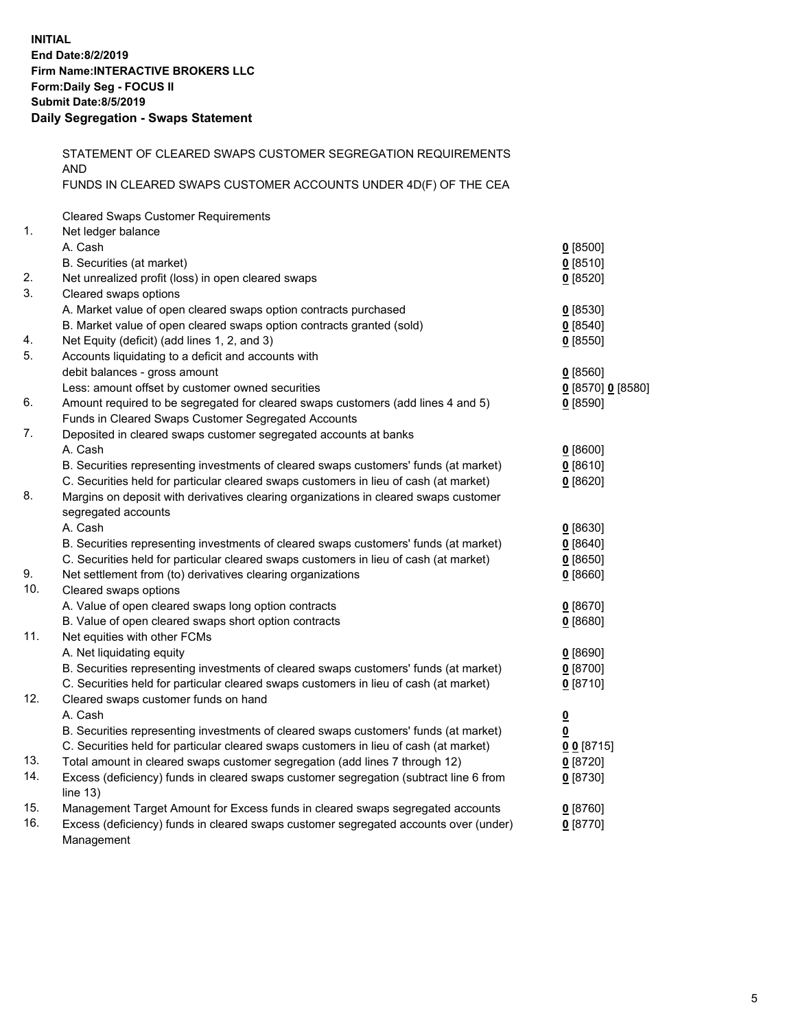**INITIAL**
**End Date:8/2/2019**
**Firm Name:INTERACTIVE BROKERS LLC**
**Form:Daily Seg - FOCUS II**
**Submit Date:8/5/2019**
**Daily Segregation - Swaps Statement**

STATEMENT OF CLEARED SWAPS CUSTOMER SEGREGATION REQUIREMENTS AND FUNDS IN CLEARED SWAPS CUSTOMER ACCOUNTS UNDER 4D(F) OF THE CEA

| | | |
|---|---|---|
| | Cleared Swaps Customer Requirements | |
| 1. | Net ledger balance | |
| | A. Cash | 0 [8500] |
| | B. Securities (at market) | 0 [8510] |
| 2. | Net unrealized profit (loss) in open cleared swaps | 0 [8520] |
| 3. | Cleared swaps options | |
| | A. Market value of open cleared swaps option contracts purchased | 0 [8530] |
| | B. Market value of open cleared swaps option contracts granted (sold) | 0 [8540] |
| 4. | Net Equity (deficit) (add lines 1, 2, and 3) | 0 [8550] |
| 5. | Accounts liquidating to a deficit and accounts with | |
| | debit balances - gross amount | 0 [8560] |
| | Less: amount offset by customer owned securities | 0 [8570] 0 [8580] |
| 6. | Amount required to be segregated for cleared swaps customers (add lines 4 and 5) | 0 [8590] |
| | Funds in Cleared Swaps Customer Segregated Accounts | |
| 7. | Deposited in cleared swaps customer segregated accounts at banks | |
| | A. Cash | 0 [8600] |
| | B. Securities representing investments of cleared swaps customers' funds (at market) | 0 [8610] |
| | C. Securities held for particular cleared swaps customers in lieu of cash (at market) | 0 [8620] |
| 8. | Margins on deposit with derivatives clearing organizations in cleared swaps customer segregated accounts | |
| | A. Cash | 0 [8630] |
| | B. Securities representing investments of cleared swaps customers' funds (at market) | 0 [8640] |
| | C. Securities held for particular cleared swaps customers in lieu of cash (at market) | 0 [8650] |
| 9. | Net settlement from (to) derivatives clearing organizations | 0 [8660] |
| 10. | Cleared swaps options | |
| | A. Value of open cleared swaps long option contracts | 0 [8670] |
| | B. Value of open cleared swaps short option contracts | 0 [8680] |
| 11. | Net equities with other FCMs | |
| | A. Net liquidating equity | 0 [8690] |
| | B. Securities representing investments of cleared swaps customers' funds (at market) | 0 [8700] |
| | C. Securities held for particular cleared swaps customers in lieu of cash (at market) | 0 [8710] |
| 12. | Cleared swaps customer funds on hand | |
| | A. Cash | 0 |
| | B. Securities representing investments of cleared swaps customers' funds (at market) | 0 |
| | C. Securities held for particular cleared swaps customers in lieu of cash (at market) | 0 0 [8715] |
| 13. | Total amount in cleared swaps customer segregation (add lines 7 through 12) | 0 [8720] |
| 14. | Excess (deficiency) funds in cleared swaps customer segregation (subtract line 6 from line 13) | 0 [8730] |
| 15. | Management Target Amount for Excess funds in cleared swaps segregated accounts | 0 [8760] |
| 16. | Excess (deficiency) funds in cleared swaps customer segregated accounts over (under) Management | 0 [8770] |